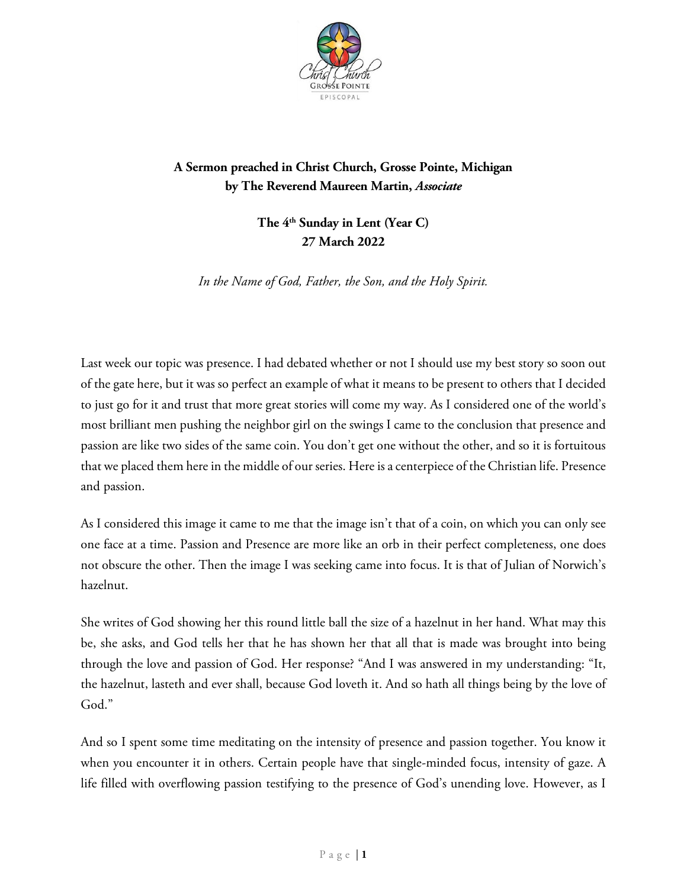**A Sermon preached in Christ Church, Grosse Pointe, Michigan**
**by The Reverend Maureen Martin, *Associate***

**The 4th Sunday in Lent (Year C)**
**27 March 2022**

*In the Name of God, Father, the Son, and the Holy Spirit.*

Last week our topic was presence. I had debated whether or not I should use my best story so soon out of the gate here, but it was so perfect an example of what it means to be present to others that I decided to just go for it and trust that more great stories will come my way. As I considered one of the world's most brilliant men pushing the neighbor girl on the swings I came to the conclusion that presence and passion are like two sides of the same coin. You don't get one without the other, and so it is fortuitous that we placed them here in the middle of our series. Here is a centerpiece of the Christian life. Presence and passion.

As I considered this image it came to me that the image isn't that of a coin, on which you can only see one face at a time. Passion and Presence are more like an orb in their perfect completeness, one does not obscure the other. Then the image I was seeking came into focus. It is that of Julian of Norwich's hazelnut.

She writes of God showing her this round little ball the size of a hazelnut in her hand. What may this be, she asks, and God tells her that he has shown her that all that is made was brought into being through the love and passion of God. Her response? "And I was answered in my understanding: "It, the hazelnut, lasteth and ever shall, because God loveth it. And so hath all things being by the love of God."

And so I spent some time meditating on the intensity of presence and passion together. You know it when you encounter it in others. Certain people have that single-minded focus, intensity of gaze. A life filled with overflowing passion testifying to the presence of God's unending love. However, as I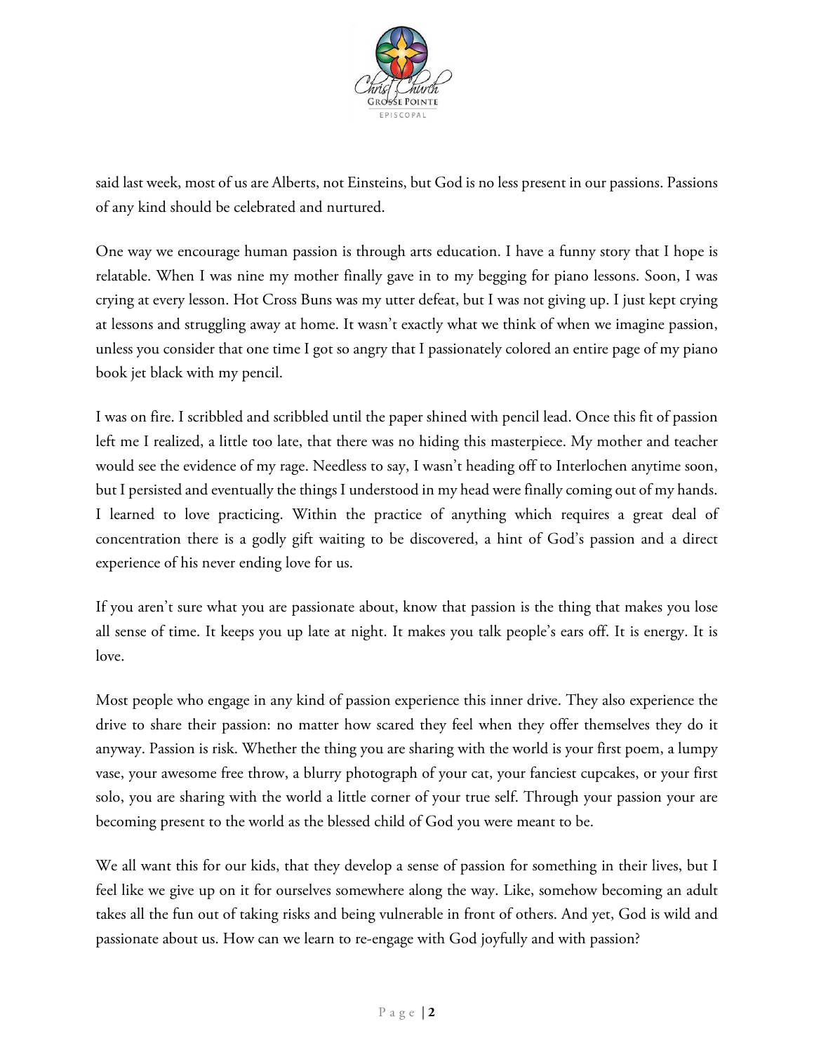said last week, most of us are Alberts, not Einsteins, but God is no less present in our passions. Passions of any kind should be celebrated and nurtured.

One way we encourage human passion is through arts education. I have a funny story that I hope is relatable. When I was nine my mother finally gave in to my begging for piano lessons. Soon, I was crying at every lesson. Hot Cross Buns was my utter defeat, but I was not giving up. I just kept crying at lessons and struggling away at home. It wasn't exactly what we think of when we imagine passion, unless you consider that one time I got so angry that I passionately colored an entire page of my piano book jet black with my pencil.

I was on fire. I scribbled and scribbled until the paper shined with pencil lead. Once this fit of passion left me I realized, a little too late, that there was no hiding this masterpiece. My mother and teacher would see the evidence of my rage. Needless to say, I wasn't heading off to Interlochen anytime soon, but I persisted and eventually the things I understood in my head were finally coming out of my hands. I learned to love practicing. Within the practice of anything which requires a great deal of concentration there is a godly gift waiting to be discovered, a hint of God's passion and a direct experience of his never ending love for us.

If you aren't sure what you are passionate about, know that passion is the thing that makes you lose all sense of time. It keeps you up late at night. It makes you talk people's ears off. It is energy. It is love.

Most people who engage in any kind of passion experience this inner drive. They also experience the drive to share their passion: no matter how scared they feel when they offer themselves they do it anyway. Passion is risk. Whether the thing you are sharing with the world is your first poem, a lumpy vase, your awesome free throw, a blurry photograph of your cat, your fanciest cupcakes, or your first solo, you are sharing with the world a little corner of your true self. Through your passion your are becoming present to the world as the blessed child of God you were meant to be.

We all want this for our kids, that they develop a sense of passion for something in their lives, but I feel like we give up on it for ourselves somewhere along the way. Like, somehow becoming an adult takes all the fun out of taking risks and being vulnerable in front of others. And yet, God is wild and passionate about us. How can we learn to re-engage with God joyfully and with passion?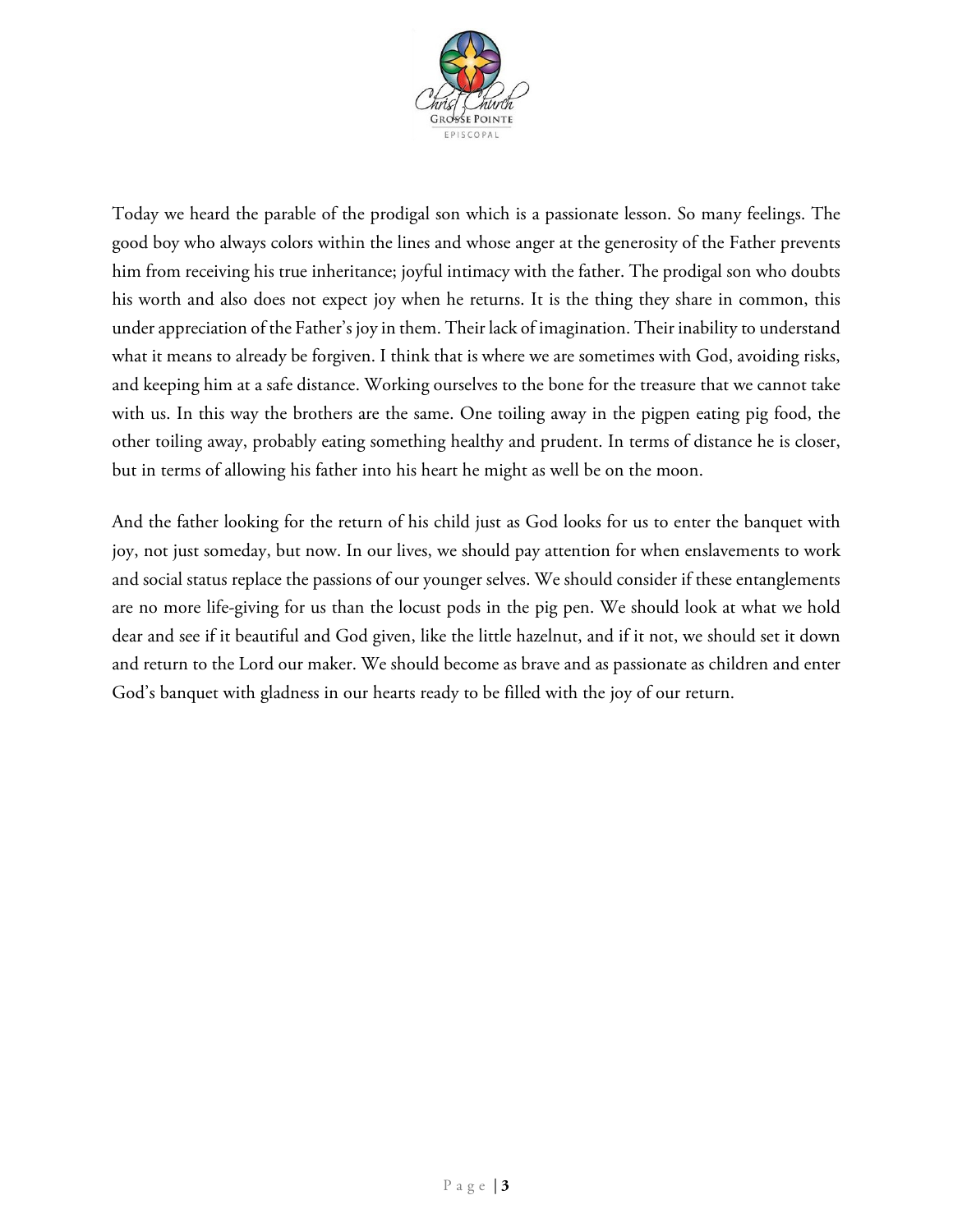Today we heard the parable of the prodigal son which is a passionate lesson. So many feelings. The good boy who always colors within the lines and whose anger at the generosity of the Father prevents him from receiving his true inheritance; joyful intimacy with the father. The prodigal son who doubts his worth and also does not expect joy when he returns. It is the thing they share in common, this under appreciation of the Father's joy in them. Their lack of imagination. Their inability to understand what it means to already be forgiven. I think that is where we are sometimes with God, avoiding risks, and keeping him at a safe distance. Working ourselves to the bone for the treasure that we cannot take with us. In this way the brothers are the same. One toiling away in the pigpen eating pig food, the other toiling away, probably eating something healthy and prudent. In terms of distance he is closer, but in terms of allowing his father into his heart he might as well be on the moon.

And the father looking for the return of his child just as God looks for us to enter the banquet with joy, not just someday, but now. In our lives, we should pay attention for when enslavements to work and social status replace the passions of our younger selves. We should consider if these entanglements are no more life-giving for us than the locust pods in the pig pen. We should look at what we hold dear and see if it beautiful and God given, like the little hazelnut, and if it not, we should set it down and return to the Lord our maker. We should become as brave and as passionate as children and enter God's banquet with gladness in our hearts ready to be filled with the joy of our return.